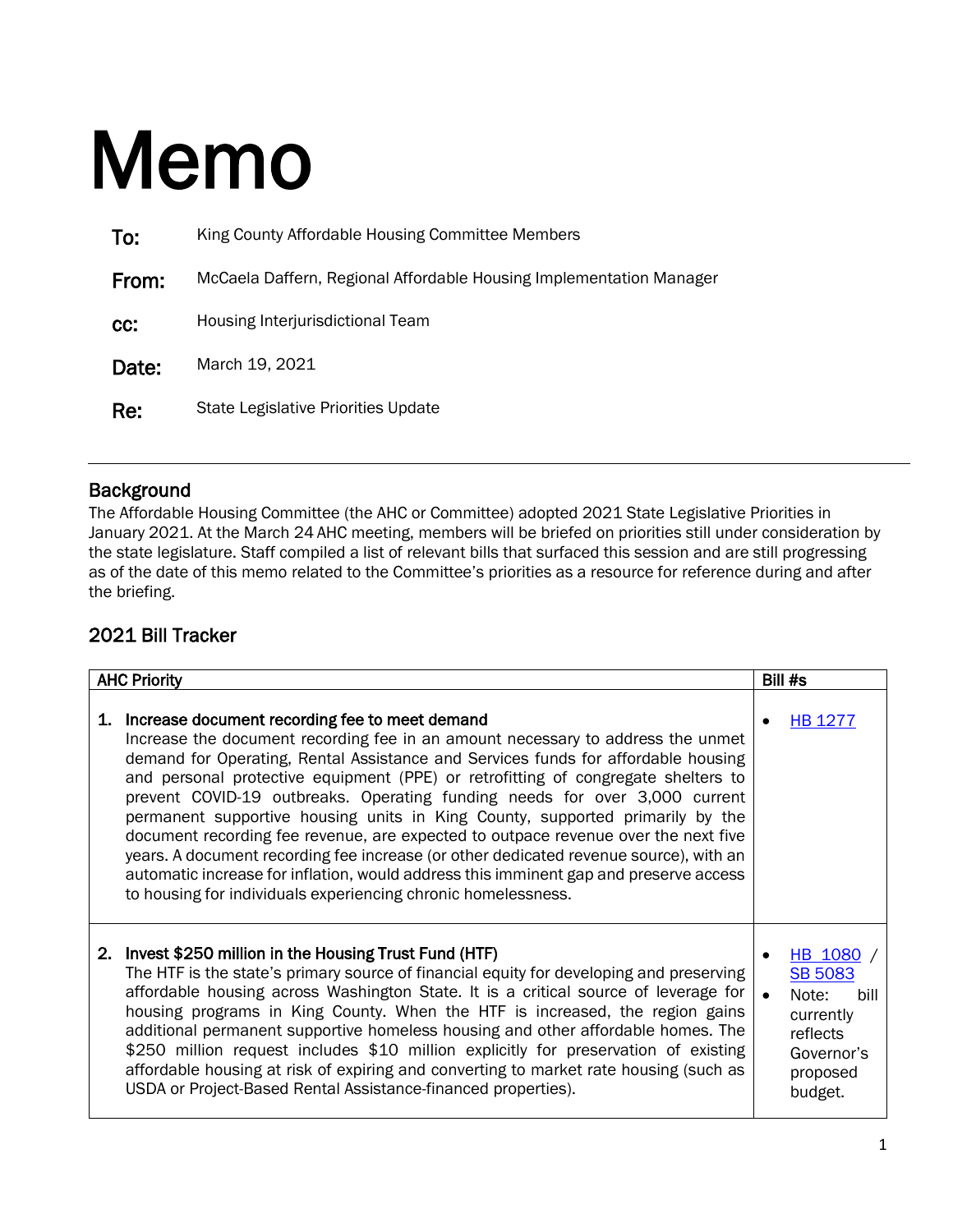# Memo

**To:** King County Affordable Housing Committee Members

**From:** McCaela Daffern, Regional Affordable Housing Implementation Manager

**cc:** Housing Interjurisdictional Team

**Date:** March 19, 2021

**Re:** State Legislative Priorities Update

---

## Background

The Affordable Housing Committee (the AHC or Committee) adopted 2021 State Legislative Priorities in January 2021. At the March 24 AHC meeting, members will be briefed on priorities still under consideration by the state legislature. Staff compiled a list of relevant bills that surfaced this session and are still progressing as of the date of this memo related to the Committee's priorities as a resource for reference during and after the briefing.

## 2021 Bill Tracker

| AHC Priority | Bill #s |
|---|---|
| **1. Increase document recording fee to meet demand**<br>Increase the document recording fee in an amount necessary to address the unmet demand for Operating, Rental Assistance and Services funds for affordable housing and personal protective equipment (PPE) or retrofitting of congregate shelters to prevent COVID-19 outbreaks. Operating funding needs for over 3,000 current permanent supportive housing units in King County, supported primarily by the document recording fee revenue, are expected to outpace revenue over the next five years. A document recording fee increase (or other dedicated revenue source), with an automatic increase for inflation, would address this imminent gap and preserve access to housing for individuals experiencing chronic homelessness. | • HB 1277 |
| **2. Invest $250 million in the Housing Trust Fund (HTF)**<br>The HTF is the state's primary source of financial equity for developing and preserving affordable housing across Washington State. It is a critical source of leverage for housing programs in King County. When the HTF is increased, the region gains additional permanent supportive homeless housing and other affordable homes. The $250 million request includes $10 million explicitly for preservation of existing affordable housing at risk of expiring and converting to market rate housing (such as USDA or Project-Based Rental Assistance-financed properties). | • HB 1080 / SB 5083<br>• Note: bill currently reflects Governor's proposed budget. |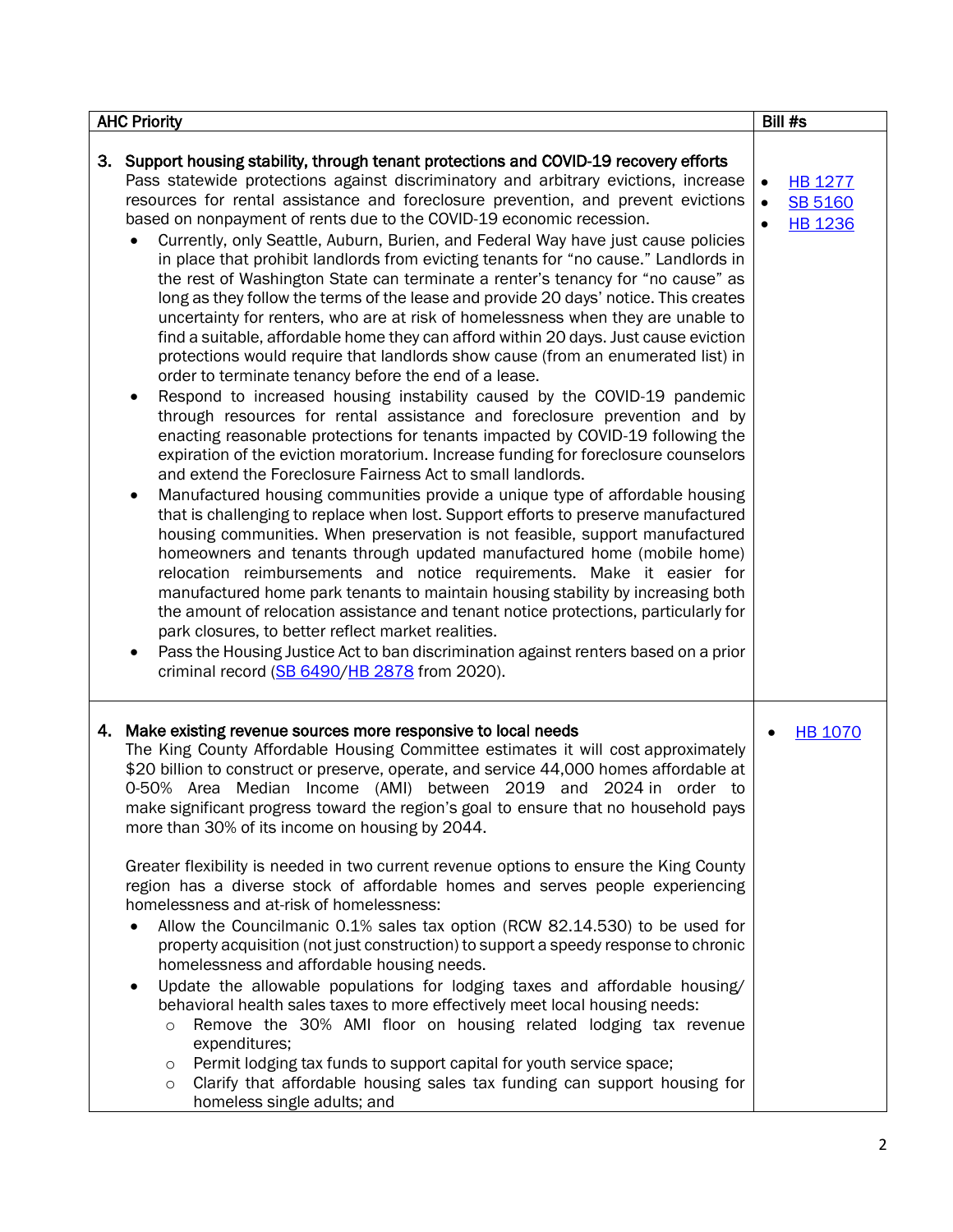| AHC Priority | Bill #s |
|---|---|
| **3. Support housing stability, through tenant protections and COVID-19 recovery efforts**<br>Pass statewide protections against discriminatory and arbitrary evictions, increase resources for rental assistance and foreclosure prevention, and prevent evictions based on nonpayment of rents due to the COVID-19 economic recession.<br>• Currently, only Seattle, Auburn, Burien, and Federal Way have just cause policies in place that prohibit landlords from evicting tenants for "no cause." Landlords in the rest of Washington State can terminate a renter's tenancy for "no cause" as long as they follow the terms of the lease and provide 20 days' notice. This creates uncertainty for renters, who are at risk of homelessness when they are unable to find a suitable, affordable home they can afford within 20 days. Just cause eviction protections would require that landlords show cause (from an enumerated list) in order to terminate tenancy before the end of a lease.<br>• Respond to increased housing instability caused by the COVID-19 pandemic through resources for rental assistance and foreclosure prevention and by enacting reasonable protections for tenants impacted by COVID-19 following the expiration of the eviction moratorium. Increase funding for foreclosure counselors and extend the Foreclosure Fairness Act to small landlords.<br>• Manufactured housing communities provide a unique type of affordable housing that is challenging to replace when lost. Support efforts to preserve manufactured housing communities. When preservation is not feasible, support manufactured homeowners and tenants through updated manufactured home (mobile home) relocation reimbursements and notice requirements. Make it easier for manufactured home park tenants to maintain housing stability by increasing both the amount of relocation assistance and tenant notice protections, particularly for park closures, to better reflect market realities.<br>• Pass the Housing Justice Act to ban discrimination against renters based on a prior criminal record (SB 6490/HB 2878 from 2020). | • HB 1277<br>• SB 5160<br>• HB 1236 |
| **4. Make existing revenue sources more responsive to local needs**<br>The King County Affordable Housing Committee estimates it will cost approximately $20 billion to construct or preserve, operate, and service 44,000 homes affordable at 0-50% Area Median Income (AMI) between 2019 and 2024 in order to make significant progress toward the region's goal to ensure that no household pays more than 30% of its income on housing by 2044.<br><br>Greater flexibility is needed in two current revenue options to ensure the King County region has a diverse stock of affordable homes and serves people experiencing homelessness and at-risk of homelessness:<br>• Allow the Councilmanic 0.1% sales tax option (RCW 82.14.530) to be used for property acquisition (not just construction) to support a speedy response to chronic homelessness and affordable housing needs.<br>• Update the allowable populations for lodging taxes and affordable housing/ behavioral health sales taxes to more effectively meet local housing needs:<br>&nbsp;&nbsp;&nbsp;&nbsp;○ Remove the 30% AMI floor on housing related lodging tax revenue expenditures;<br>&nbsp;&nbsp;&nbsp;&nbsp;○ Permit lodging tax funds to support capital for youth service space;<br>&nbsp;&nbsp;&nbsp;&nbsp;○ Clarify that affordable housing sales tax funding can support housing for homeless single adults; and | • HB 1070 |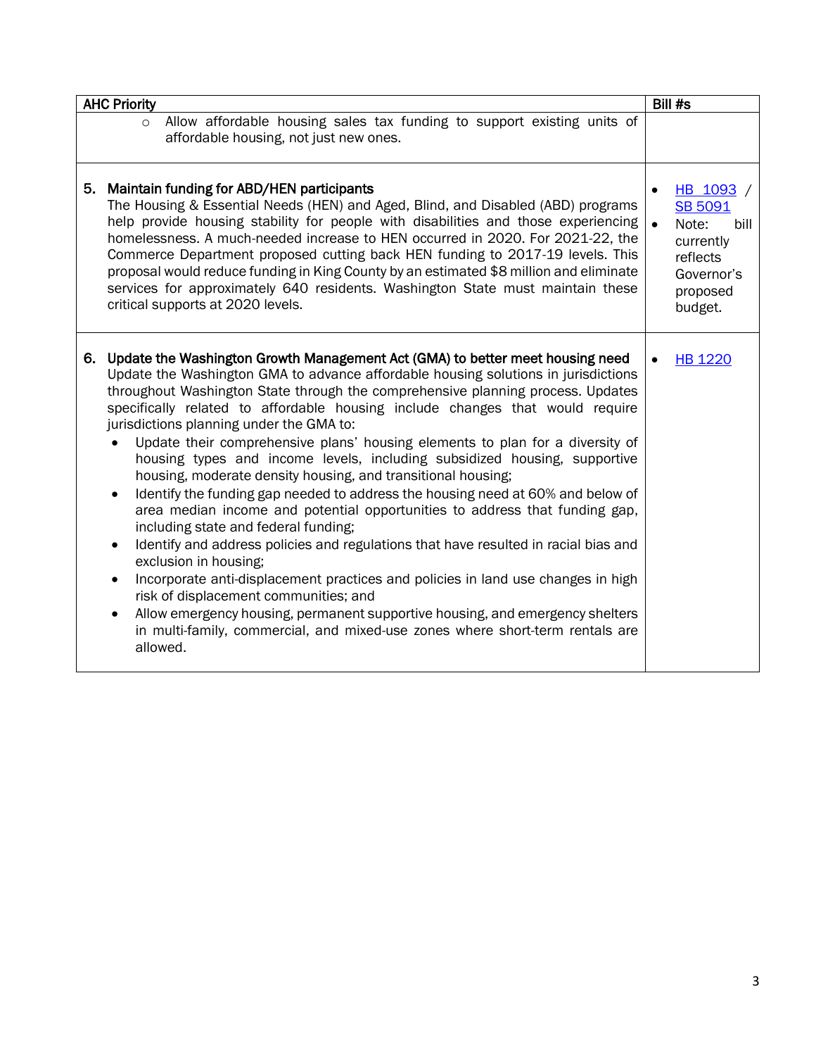| AHC Priority | Bill #s |
|---|---|
| ○ Allow affordable housing sales tax funding to support existing units of affordable housing, not just new ones. | |
| **5. Maintain funding for ABD/HEN participants**<br>The Housing & Essential Needs (HEN) and Aged, Blind, and Disabled (ABD) programs help provide housing stability for people with disabilities and those experiencing homelessness. A much-needed increase to HEN occurred in 2020. For 2021-22, the Commerce Department proposed cutting back HEN funding to 2017-19 levels. This proposal would reduce funding in King County by an estimated $8 million and eliminate services for approximately 640 residents. Washington State must maintain these critical supports at 2020 levels. | • HB 1093 / SB 5091<br>• Note: bill currently reflects Governor's proposed budget. |
| **6. Update the Washington Growth Management Act (GMA) to better meet housing need**<br>Update the Washington GMA to advance affordable housing solutions in jurisdictions throughout Washington State through the comprehensive planning process. Updates specifically related to affordable housing include changes that would require jurisdictions planning under the GMA to:<br>• Update their comprehensive plans' housing elements to plan for a diversity of housing types and income levels, including subsidized housing, supportive housing, moderate density housing, and transitional housing;<br>• Identify the funding gap needed to address the housing need at 60% and below of area median income and potential opportunities to address that funding gap, including state and federal funding;<br>• Identify and address policies and regulations that have resulted in racial bias and exclusion in housing;<br>• Incorporate anti-displacement practices and policies in land use changes in high risk of displacement communities; and<br>• Allow emergency housing, permanent supportive housing, and emergency shelters in multi-family, commercial, and mixed-use zones where short-term rentals are allowed. | • HB 1220 |